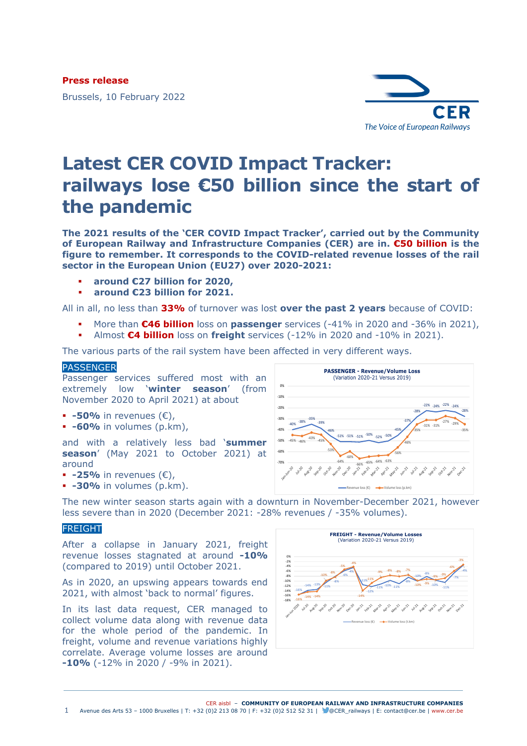**Press release**

Brussels, 10 February 2022

# Latest CER COVID Impact Tracker: railways lose €50 billion since the start of the pandemic

**The 2021 results of the 'CER COVID Impact Tracker', carried out by the Community of European Railway and Infrastructure Companies (CER) are in. €50 billion is the figure to remember. It corresponds to the COVID-related revenue losses of the rail sector in the European Union (EU27) over 2020-2021:**

- **around €27 billion for 2020,**
- **around €23 billion for 2021.**

All in all, no less than **33%** of turnover was lost **over the past 2 years** because of COVID:

- More than **€46 billion** loss on **passenger** services (-41% in 2020 and -36% in 2021),
- Almost **€4 billion** loss on **freight** services (-12% in 2020 and -10% in 2021).

The various parts of the rail system have been affected in very different ways.

## PASSENGER

Passenger services suffered most with an extremely low '**winter season**' (from November 2020 to April 2021) at about

- **-50%** in revenues (€),
- **-60%** in volumes (p.km),

and with a relatively less bad '**summer season**' (May 2021 to October 2021) at around

- **-25%** in revenues (€),
- **-30%** in volumes (p.km).

The new winter season starts again with a downturn in November-December 2021, however less severe than in 2020 (December 2021: -28% revenues / -35% volumes).

## FREIGHT

After a collapse in January 2021, freight revenue losses stagnated at around **-10%** (compared to 2019) until October 2021.

As in 2020, an upswing appears towards end 2021, with almost 'back to normal' figures.

In its last data request, CER managed to collect volume data along with revenue data for the whole period of the pandemic. In freight, volume and revenue variations highly correlate. Average volume losses are around **-10%** (-12% in 2020 / -9% in 2021).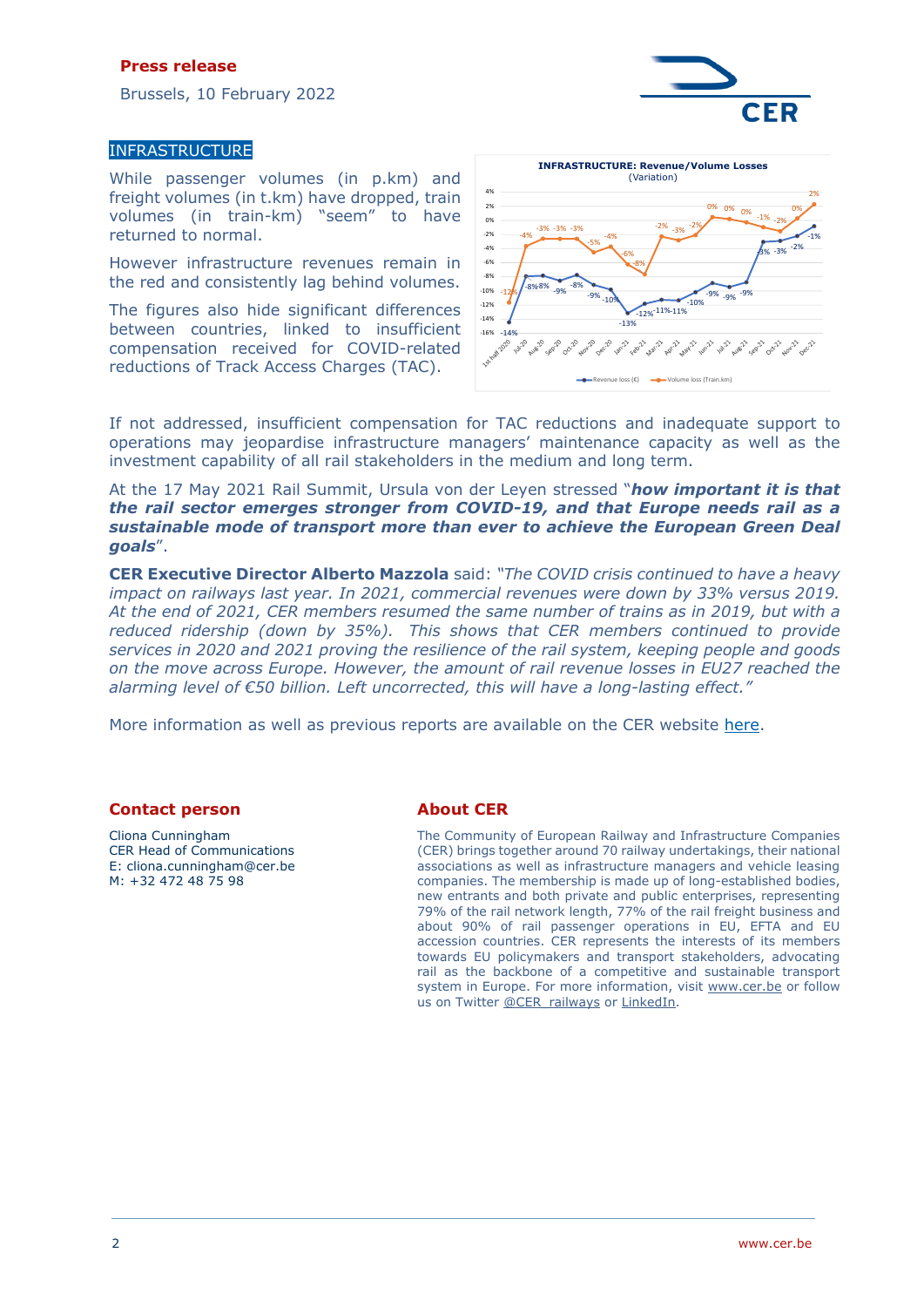**Press release**

Brussels, 10 February 2022

INFRASTRUCTURE

While passenger volumes (in p.km) and freight volumes (in t.km) have dropped, train volumes (in train-km) "seem" to have returned to normal.

However infrastructure revenues remain in the red and consistently lag behind volumes.

The figures also hide significant differences between countries, linked to insufficient compensation received for COVID-related reductions of Track Access Charges (TAC).

INFRASTRUCTURE: Revenue/Volume Losses
(Variation)

4%
2%
0%
-2%
-4%
-6%
-8%
-10%
-12%
-14%
-16%

1st half 2020, Jul-20, Aug-20, Sep-20, Oct-20, Nov-20, Dec-20, Jan-21, Feb-21, Mar-21, Apr-21, May-21, Jun-21, Jul-21, Aug-21, Sep-21, Oct-21, Nov-21, Dec-21

Volume loss (Train.km): -12%, -4%, -3%, -3%, -3%, -5%, -4%, -6%, -8%, -2%, -3%, -2%, 0%, 0%, 0%, -1%, -2%, 0%, 2%

Revenue loss (€): -14%, -8%, -8%, -9%, -8%, -9%, -10%, -13%, -12%, -11%, -11%, -10%, -9%, -9%, -9%, -3%, -3%, -2%, -1%

Revenue loss (€) — Volume loss (Train.km)

If not addressed, insufficient compensation for TAC reductions and inadequate support to operations may jeopardise infrastructure managers' maintenance capacity as well as the investment capability of all rail stakeholders in the medium and long term.

At the 17 May 2021 Rail Summit, Ursula von der Leyen stressed "***how important it is that the rail sector emerges stronger from COVID-19, and that Europe needs rail as a sustainable mode of transport more than ever to achieve the European Green Deal goals***".

**CER Executive Director Alberto Mazzola** said: *"The COVID crisis continued to have a heavy impact on railways last year. In 2021, commercial revenues were down by 33% versus 2019. At the end of 2021, CER members resumed the same number of trains as in 2019, but with a reduced ridership (down by 35%). This shows that CER members continued to provide services in 2020 and 2021 proving the resilience of the rail system, keeping people and goods on the move across Europe. However, the amount of rail revenue losses in EU27 reached the alarming level of €50 billion. Left uncorrected, this will have a long-lasting effect."*

More information as well as previous reports are available on the CER website [here](#).

## Contact person

Cliona Cunningham
CER Head of Communications
E: cliona.cunningham@cer.be
M: +32 472 48 75 98

## About CER

The Community of European Railway and Infrastructure Companies (CER) brings together around 70 railway undertakings, their national associations as well as infrastructure managers and vehicle leasing companies. The membership is made up of long-established bodies, new entrants and both private and public enterprises, representing 79% of the rail network length, 77% of the rail freight business and about 90% of rail passenger operations in EU, EFTA and EU accession countries. CER represents the interests of its members towards EU policymakers and transport stakeholders, advocating rail as the backbone of a competitive and sustainable transport system in Europe. For more information, visit www.cer.be or follow us on Twitter @CER_railways or LinkedIn.